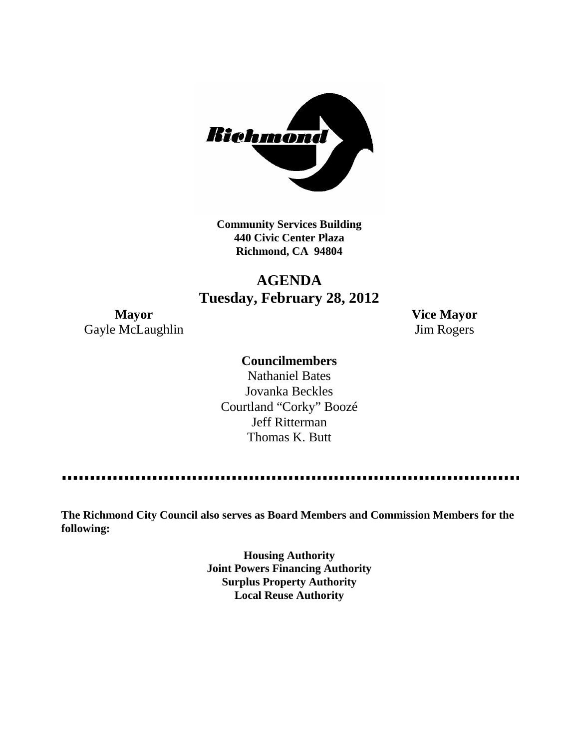**Community Services Building**
**440 Civic Center Plaza**
**Richmond, CA 94804**

# AGENDA
## Tuesday, February 28, 2012

**Mayor**
Gayle McLaughlin

**Vice Mayor**
Jim Rogers

**Councilmembers**

Nathaniel Bates
Jovanka Beckles
Courtland "Corky" Boozé
Jeff Ritterman
Thomas K. Butt

---

**The Richmond City Council also serves as Board Members and Commission Members for the following:**

**Housing Authority**
**Joint Powers Financing Authority**
**Surplus Property Authority**
**Local Reuse Authority**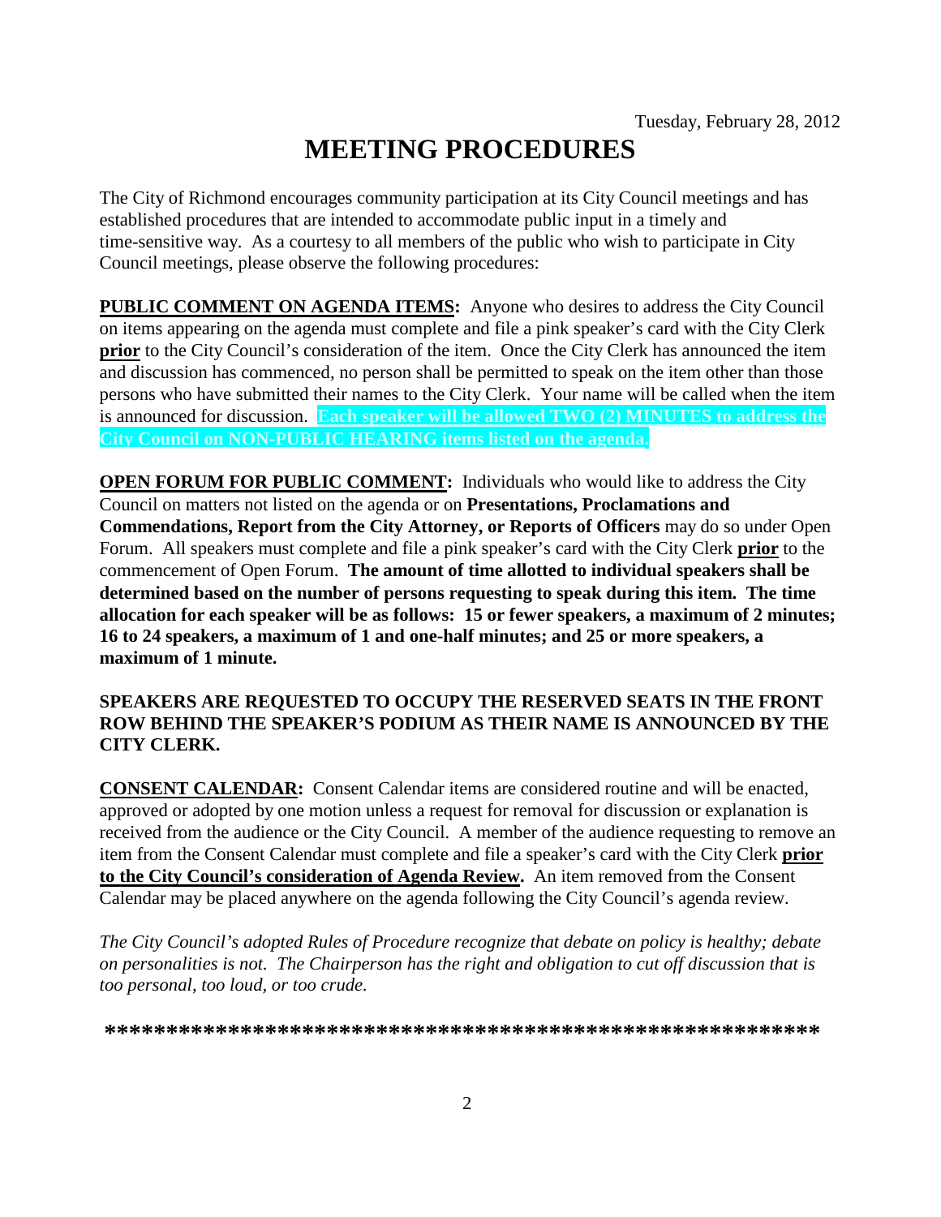Tuesday, February 28, 2012

# MEETING PROCEDURES

The City of Richmond encourages community participation at its City Council meetings and has established procedures that are intended to accommodate public input in a timely and time-sensitive way. As a courtesy to all members of the public who wish to participate in City Council meetings, please observe the following procedures:

**PUBLIC COMMENT ON AGENDA ITEMS:** Anyone who desires to address the City Council on items appearing on the agenda must complete and file a pink speaker's card with the City Clerk **prior** to the City Council's consideration of the item. Once the City Clerk has announced the item and discussion has commenced, no person shall be permitted to speak on the item other than those persons who have submitted their names to the City Clerk. Your name will be called when the item is announced for discussion. **Each speaker will be allowed TWO (2) MINUTES to address the City Council on NON-PUBLIC HEARING items listed on the agenda.**

**OPEN FORUM FOR PUBLIC COMMENT:** Individuals who would like to address the City Council on matters not listed on the agenda or on **Presentations, Proclamations and Commendations, Report from the City Attorney, or Reports of Officers** may do so under Open Forum. All speakers must complete and file a pink speaker's card with the City Clerk **prior** to the commencement of Open Forum. **The amount of time allotted to individual speakers shall be determined based on the number of persons requesting to speak during this item. The time allocation for each speaker will be as follows: 15 or fewer speakers, a maximum of 2 minutes; 16 to 24 speakers, a maximum of 1 and one-half minutes; and 25 or more speakers, a maximum of 1 minute.**

**SPEAKERS ARE REQUESTED TO OCCUPY THE RESERVED SEATS IN THE FRONT ROW BEHIND THE SPEAKER'S PODIUM AS THEIR NAME IS ANNOUNCED BY THE CITY CLERK.**

**CONSENT CALENDAR:** Consent Calendar items are considered routine and will be enacted, approved or adopted by one motion unless a request for removal for discussion or explanation is received from the audience or the City Council. A member of the audience requesting to remove an item from the Consent Calendar must complete and file a speaker's card with the City Clerk **prior to the City Council's consideration of Agenda Review.** An item removed from the Consent Calendar may be placed anywhere on the agenda following the City Council's agenda review.

*The City Council's adopted Rules of Procedure recognize that debate on policy is healthy; debate on personalities is not. The Chairperson has the right and obligation to cut off discussion that is too personal, too loud, or too crude.*

**\*\*\*\*\*\*\*\*\*\*\*\*\*\*\*\*\*\*\*\*\*\*\*\*\*\*\*\*\*\*\*\*\*\*\*\*\*\*\*\*\*\*\*\*\*\*\*\*\*\*\*\*\*\*\*\*\*\*\*\***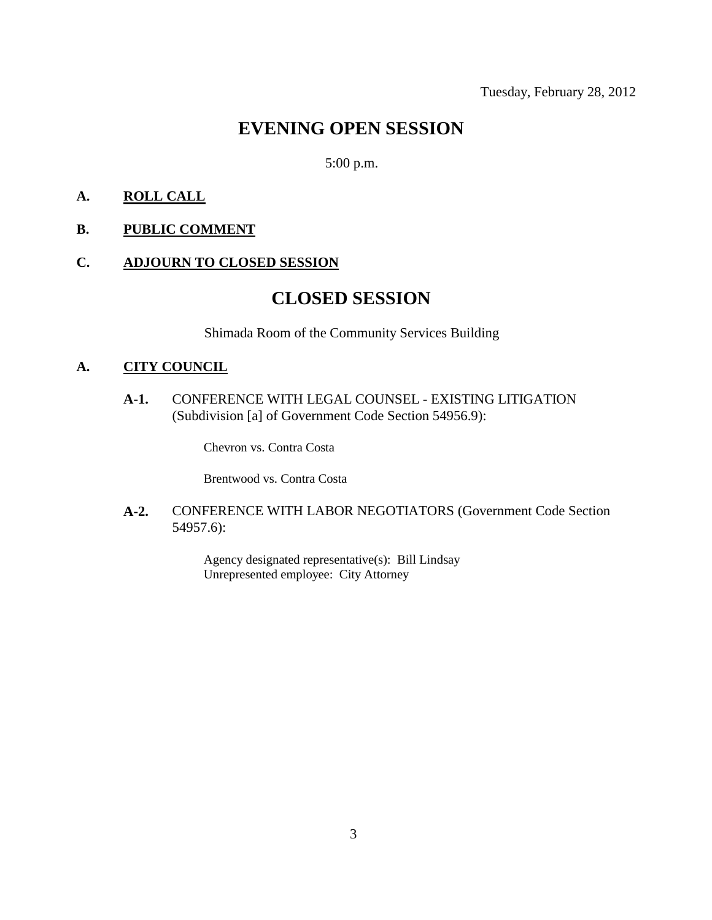Tuesday, February 28, 2012

# EVENING OPEN SESSION

5:00 p.m.

**A. ROLL CALL**

**B. PUBLIC COMMENT**

**C. ADJOURN TO CLOSED SESSION**

# CLOSED SESSION

Shimada Room of the Community Services Building

**A. CITY COUNCIL**

**A-1.** CONFERENCE WITH LEGAL COUNSEL - EXISTING LITIGATION (Subdivision [a] of Government Code Section 54956.9):

Chevron vs. Contra Costa

Brentwood vs. Contra Costa

**A-2.** CONFERENCE WITH LABOR NEGOTIATORS (Government Code Section 54957.6):

Agency designated representative(s): Bill Lindsay
Unrepresented employee: City Attorney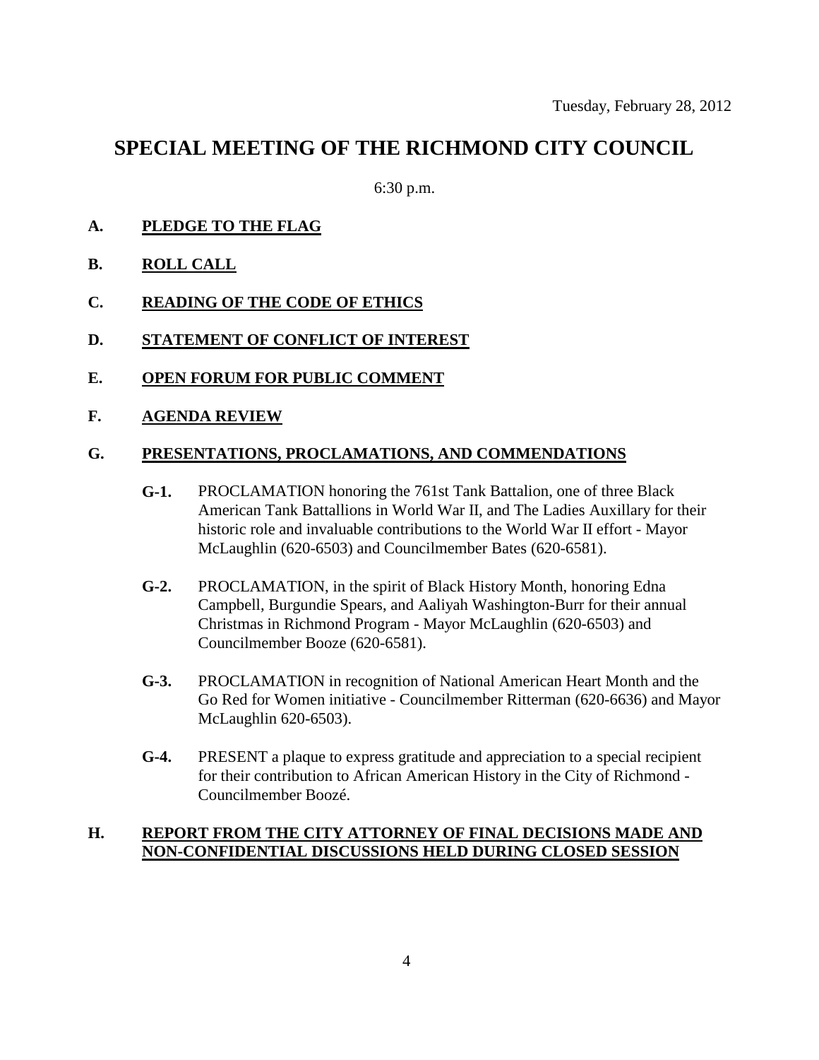Tuesday, February 28, 2012

# SPECIAL MEETING OF THE RICHMOND CITY COUNCIL

6:30 p.m.

**A. PLEDGE TO THE FLAG**

**B. ROLL CALL**

**C. READING OF THE CODE OF ETHICS**

**D. STATEMENT OF CONFLICT OF INTEREST**

**E. OPEN FORUM FOR PUBLIC COMMENT**

**F. AGENDA REVIEW**

**G. PRESENTATIONS, PROCLAMATIONS, AND COMMENDATIONS**

**G-1.** PROCLAMATION honoring the 761st Tank Battalion, one of three Black American Tank Battallions in World War II, and The Ladies Auxillary for their historic role and invaluable contributions to the World War II effort - Mayor McLaughlin (620-6503) and Councilmember Bates (620-6581).

**G-2.** PROCLAMATION, in the spirit of Black History Month, honoring Edna Campbell, Burgundie Spears, and Aaliyah Washington-Burr for their annual Christmas in Richmond Program - Mayor McLaughlin (620-6503) and Councilmember Booze (620-6581).

**G-3.** PROCLAMATION in recognition of National American Heart Month and the Go Red for Women initiative - Councilmember Ritterman (620-6636) and Mayor McLaughlin 620-6503).

**G-4.** PRESENT a plaque to express gratitude and appreciation to a special recipient for their contribution to African American History in the City of Richmond - Councilmember Boozé.

**H. REPORT FROM THE CITY ATTORNEY OF FINAL DECISIONS MADE AND NON-CONFIDENTIAL DISCUSSIONS HELD DURING CLOSED SESSION**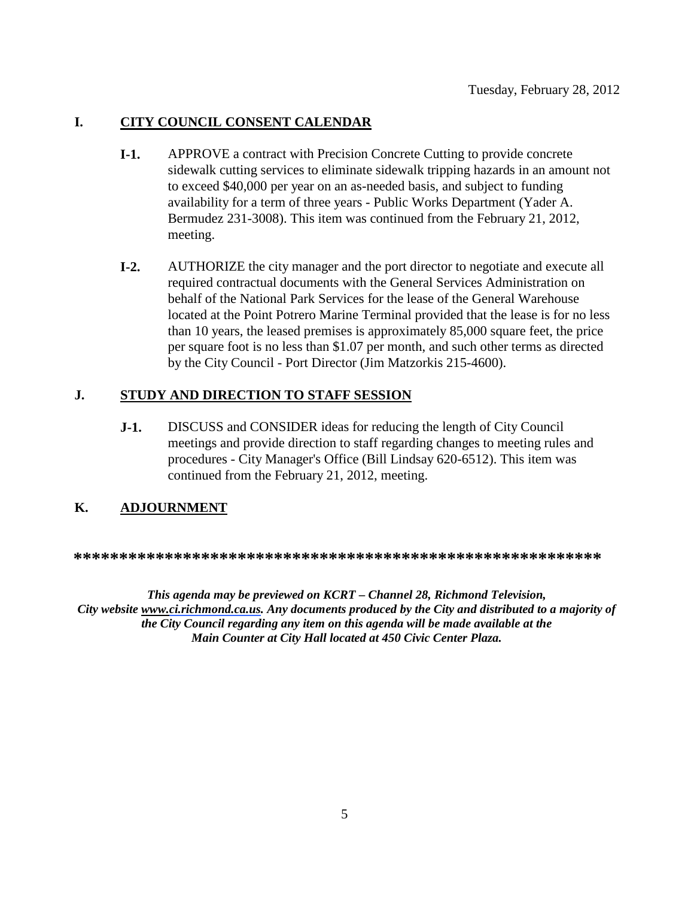Tuesday, February 28, 2012

## I. CITY COUNCIL CONSENT CALENDAR

**I-1.** APPROVE a contract with Precision Concrete Cutting to provide concrete sidewalk cutting services to eliminate sidewalk tripping hazards in an amount not to exceed $40,000 per year on an as-needed basis, and subject to funding availability for a term of three years - Public Works Department (Yader A. Bermudez 231-3008). This item was continued from the February 21, 2012, meeting.

**I-2.** AUTHORIZE the city manager and the port director to negotiate and execute all required contractual documents with the General Services Administration on behalf of the National Park Services for the lease of the General Warehouse located at the Point Potrero Marine Terminal provided that the lease is for no less than 10 years, the leased premises is approximately 85,000 square feet, the price per square foot is no less than $1.07 per month, and such other terms as directed by the City Council - Port Director (Jim Matzorkis 215-4600).

## J. STUDY AND DIRECTION TO STAFF SESSION

**J-1.** DISCUSS and CONSIDER ideas for reducing the length of City Council meetings and provide direction to staff regarding changes to meeting rules and procedures - City Manager's Office (Bill Lindsay 620-6512). This item was continued from the February 21, 2012, meeting.

## K. ADJOURNMENT

**********************************************************

***This agenda may be previewed on KCRT – Channel 28, Richmond Television, City website www.ci.richmond.ca.us. Any documents produced by the City and distributed to a majority of the City Council regarding any item on this agenda will be made available at the Main Counter at City Hall located at 450 Civic Center Plaza.***